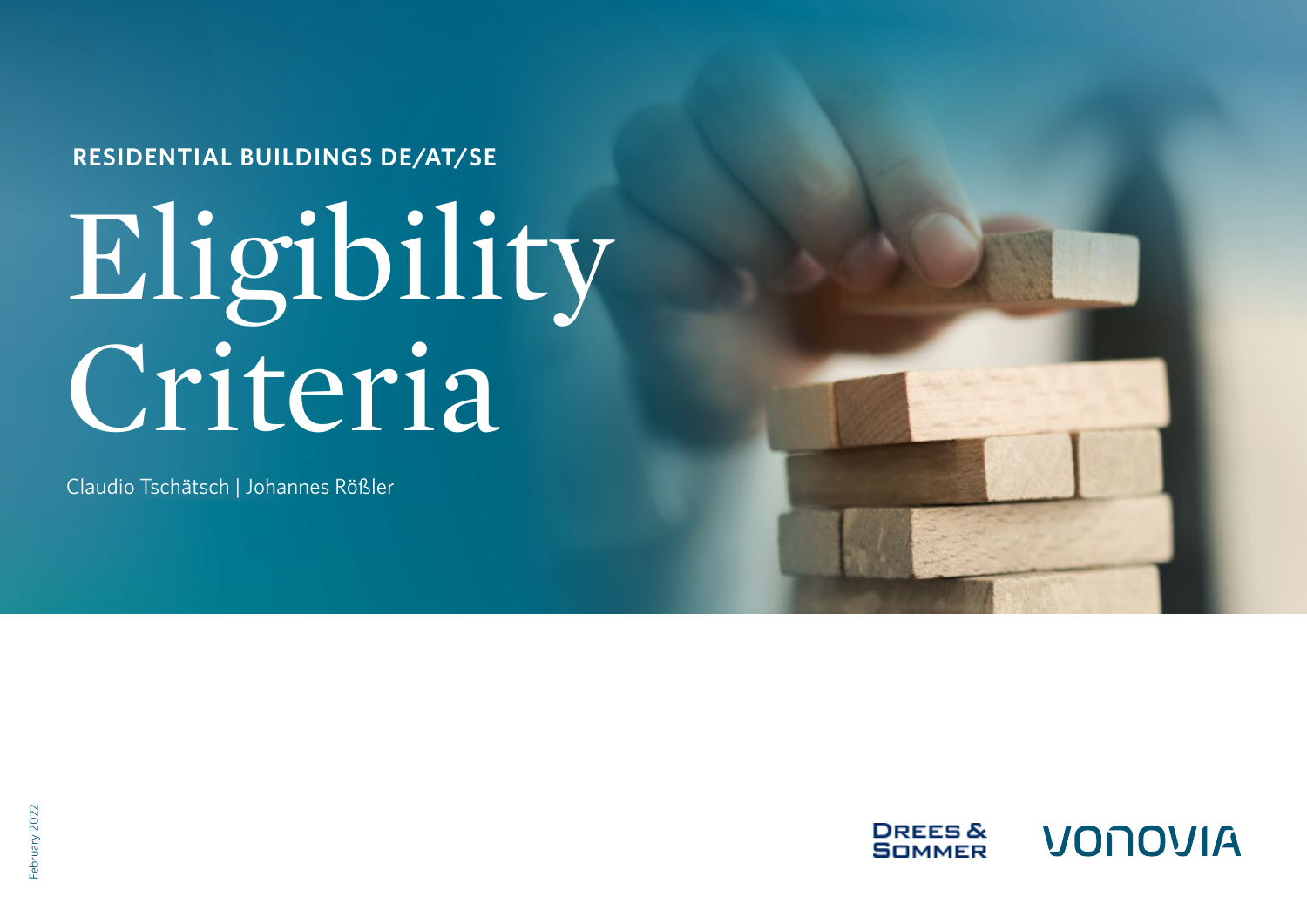**RESIDENTIAL BUILDINGS DE/AT/SE**

# Eligibility Criteria

Claudio Tschätsch | Johannes Rößler

February 2022

DREES & SOMMER

VONOVIA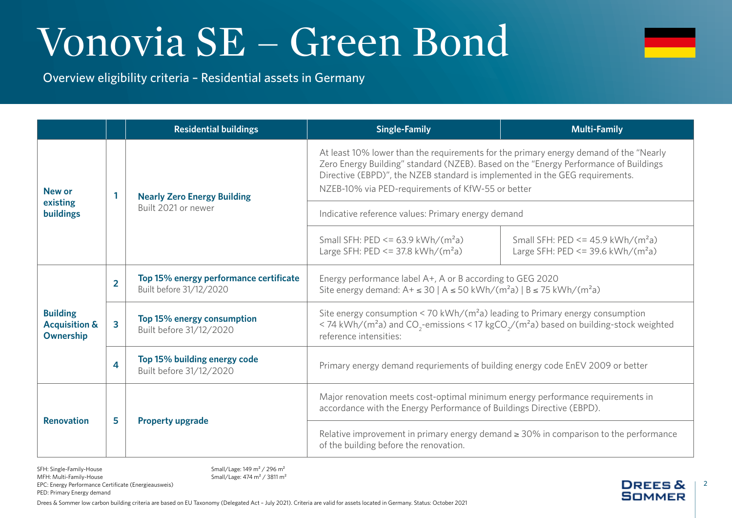# Vonovia SE – Green Bond

Overview eligibility criteria – Residential assets in Germany

| | | Residential buildings | Single-Family | Multi-Family |
|---|---|---|---|---|
| **New or existing buildings** | 1 | **Nearly Zero Energy Building** Built 2021 or newer | At least 10% lower than the requirements for the primary energy demand of the "Nearly Zero Energy Building" standard (NZEB). Based on the "Energy Performance of Buildings Directive (EBPD)", the NZEB standard is implemented in the GEG requirements. NZEB-10% via PED-requirements of KfW-55 or better | |
| | | | Indicative reference values: Primary energy demand | |
| | | | Small SFH: PED <= 63.9 kWh/(m²a) Large SFH: PED <= 37.8 kWh/(m²a) | Small SFH: PED <= 45.9 kWh/(m²a) Large SFH: PED <= 39.6 kWh/(m²a) |
| **Building Acquisition & Ownership** | 2 | **Top 15% energy performance certificate** Built before 31/12/2020 | Energy performance label A+, A or B according to GEG 2020 Site energy demand: A+ ≤ 30 \| A ≤ 50 kWh/(m²a) \| B ≤ 75 kWh/(m²a) | |
| | 3 | **Top 15% energy consumption** Built before 31/12/2020 | Site energy consumption < 70 kWh/(m²a) leading to Primary energy consumption < 74 kWh/(m²a) and $CO_2$-emissions < 17 kg$CO_2$/(m²a) based on building-stock weighted reference intensities: | |
| | 4 | **Top 15% building energy code** Built before 31/12/2020 | Primary energy demand requriements of building energy code EnEV 2009 or better | |
| **Renovation** | 5 | **Property upgrade** | Major renovation meets cost-optimal minimum energy performance requirements in accordance with the Energy Performance of Buildings Directive (EBPD). | |
| | | | Relative improvement in primary energy demand ≥ 30% in comparison to the performance of the building before the renovation. | |

SFH: Single-Family-House — Small/Lage: 149 m² / 296 m²
MFH: Multi-Family-House — Small/Lage: 474 m² / 3811 m²
EPC: Energy Performance Certificate (Energieausweis)
PED: Primary Energy demand

Drees & Sommer low carbon building criteria are based on EU Taxonomy (Delegated Act – July 2021). Criteria are valid for assets located in Germany. Status: October 2021

DREES & SOMMER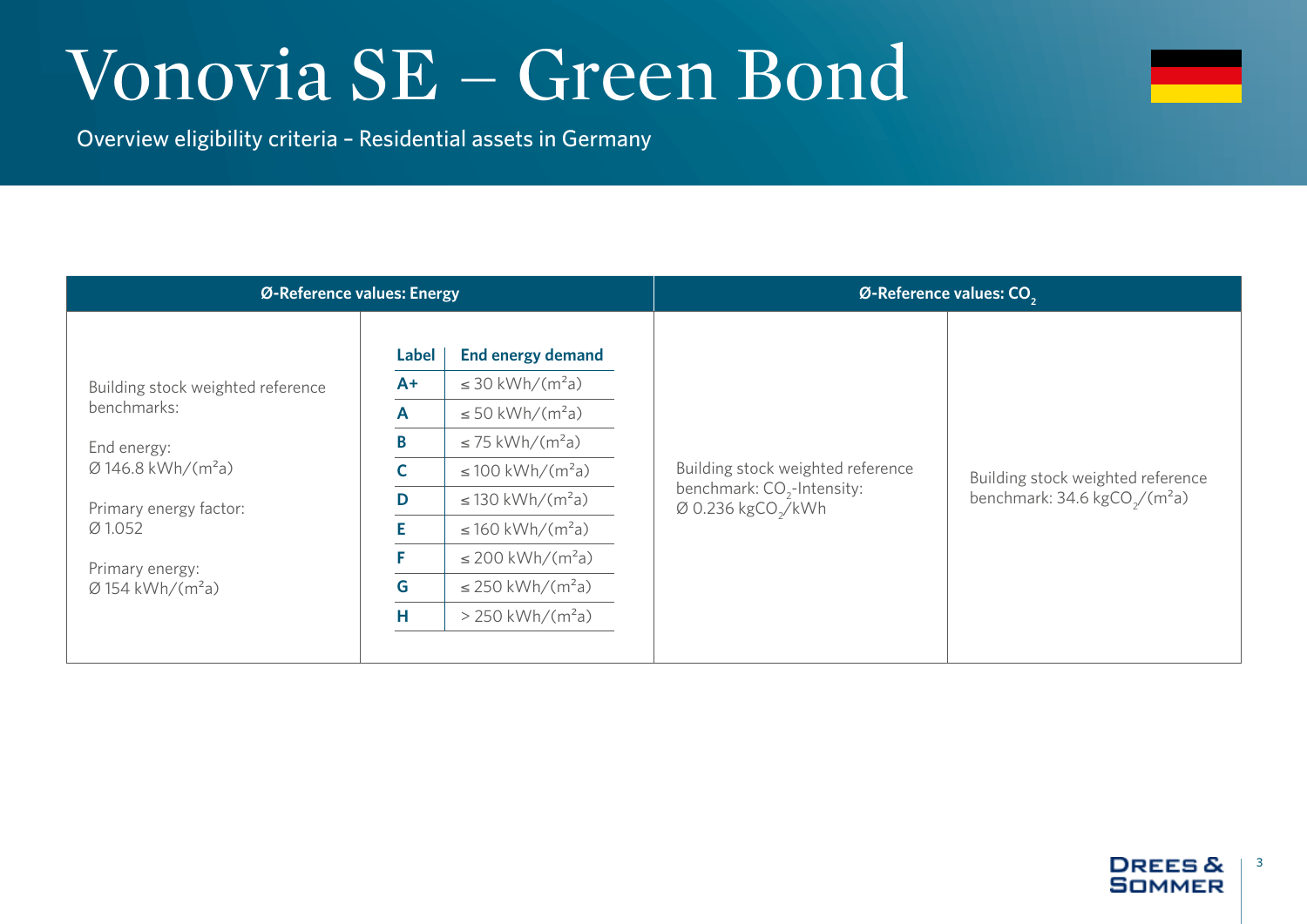# Vonovia SE – Green Bond

Overview eligibility criteria – Residential assets in Germany

| Ø-Reference values: Energy | | Ø-Reference values: $CO_2$ | |
|---|---|---|---|
| Building stock weighted reference benchmarks:<br><br>End energy:<br>Ø 146.8 kWh/(m²a)<br><br>Primary energy factor:<br>Ø 1.052<br><br>Primary energy:<br>Ø 154 kWh/(m²a) | (see label table below) | Building stock weighted reference benchmark: $CO_2$-Intensity:<br>Ø 0.236 $kgCO_2$/kWh | Building stock weighted reference benchmark: 34.6 $kgCO_2$/(m²a) |

| Label | End energy demand |
|---|---|
| **A+** | ≤ 30 kWh/(m²a) |
| **A** | ≤ 50 kWh/(m²a) |
| **B** | ≤ 75 kWh/(m²a) |
| **C** | ≤ 100 kWh/(m²a) |
| **D** | ≤ 130 kWh/(m²a) |
| **E** | ≤ 160 kWh/(m²a) |
| **F** | ≤ 200 kWh/(m²a) |
| **G** | ≤ 250 kWh/(m²a) |
| **H** | > 250 kWh/(m²a) |

DREES & SOMMER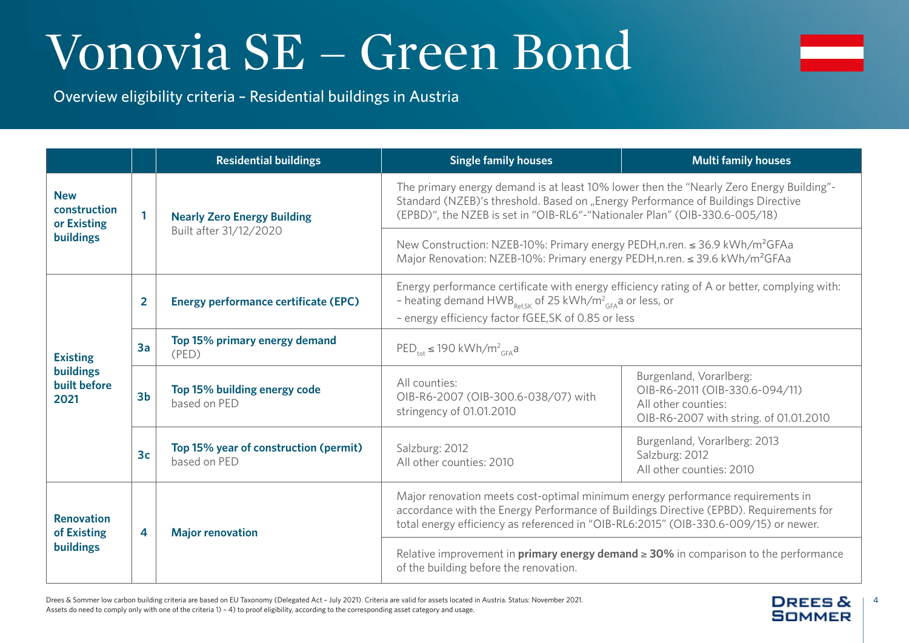# Vonovia SE – Green Bond

Overview eligibility criteria – Residential buildings in Austria

| | | Residential buildings | Single family houses | Multi family houses |
|---|---|---|---|---|
| **New construction or Existing buildings** | **1** | **Nearly Zero Energy Building** Built after 31/12/2020 | The primary energy demand is at least 10% lower then the "Nearly Zero Energy Building"-Standard (NZEB)'s threshold. Based on „Energy Performance of Buildings Directive (EPBD)", the NZEB is set in "OIB-RL6"-"Nationaler Plan" (OIB-330.6-005/18) | |
| | | | New Construction: NZEB-10%: Primary energy PEDH,n.ren. ≤ 36.9 kWh/m²GFAa<br>Major Renovation: NZEB-10%: Primary energy PEDH,n.ren. ≤ 39.6 kWh/m²GFAa | |
| **Existing buildings built before 2021** | **2** | **Energy performance certificate (EPC)** | Energy performance certificate with energy efficiency rating of A or better, complying with:<br>– heating demand $HWB_{Ref,SK}$ of 25 $kWh/m^2_{GFA}a$ or less, or<br>– energy efficiency factor fGEE,SK of 0.85 or less | |
| | **3a** | **Top 15% primary energy demand** (PED) | $PED_{tot}$ ≤ 190 $kWh/m^2_{GFA}a$ | |
| | **3b** | **Top 15% building energy code** based on PED | All counties:<br>OIB-R6-2007 (OIB-300.6-038/07) with stringency of 01.01.2010 | Burgenland, Vorarlberg:<br>OIB-R6-2011 (OIB-330.6-094/11)<br>All other counties:<br>OIB-R6-2007 with string. of 01.01.2010 |
| | **3c** | **Top 15% year of construction (permit)** based on PED | Salzburg: 2012<br>All other counties: 2010 | Burgenland, Vorarlberg: 2013<br>Salzburg: 2012<br>All other counties: 2010 |
| **Renovation of Existing buildings** | **4** | **Major renovation** | Major renovation meets cost-optimal minimum energy performance requirements in accordance with the Energy Performance of Buildings Directive (EPBD). Requirements for total energy efficiency as referenced in "OIB-RL6:2015" (OIB-330.6-009/15) or newer. | |
| | | | Relative improvement in **primary energy demand** ≥ **30%** in comparison to the performance of the building before the renovation. | |

Drees & Sommer low carbon building criteria are based on EU Taxonomy (Delegated Act – July 2021). Criteria are valid for assets located in Austria. Status: November 2021.
Assets do need to comply only with one of the criteria 1) – 4) to proof eligibility, according to the corresponding asset category and usage.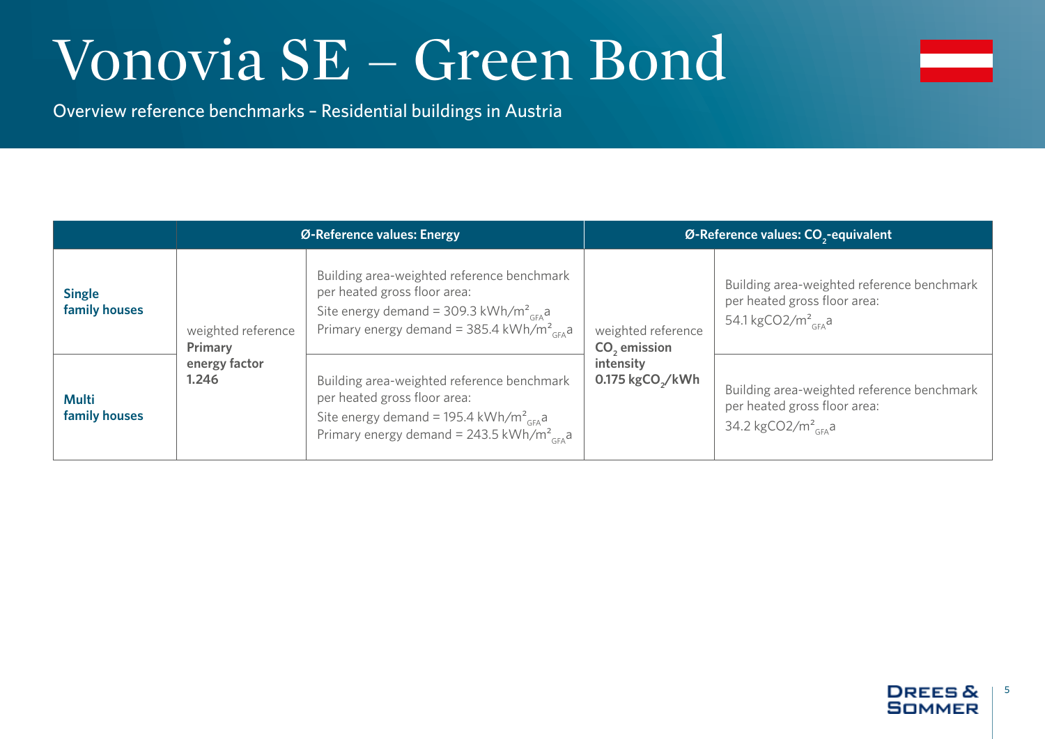# Vonovia SE – Green Bond

Overview reference benchmarks – Residential buildings in Austria

| | Ø-Reference values: Energy | | Ø-Reference values: $CO_2$-equivalent | |
|---|---|---|---|---|
| **Single family houses** | weighted reference **Primary energy factor 1.246** | Building area-weighted reference benchmark per heated gross floor area: Site energy demand = 309.3 $kWh/m^2_{GFA}a$ Primary energy demand = 385.4 $kWh/m^2_{GFA}a$ | weighted reference **$CO_2$ emission intensity 0.175 $kgCO_2/kWh$** | Building area-weighted reference benchmark per heated gross floor area: 54.1 $kgCO2/m^2_{GFA}a$ |
| **Multi family houses** | | Building area-weighted reference benchmark per heated gross floor area: Site energy demand = 195.4 $kWh/m^2_{GFA}a$ Primary energy demand = 243.5 $kWh/m^2_{GFA}a$ | | Building area-weighted reference benchmark per heated gross floor area: 34.2 $kgCO2/m^2_{GFA}a$ |

DREES & SOMMER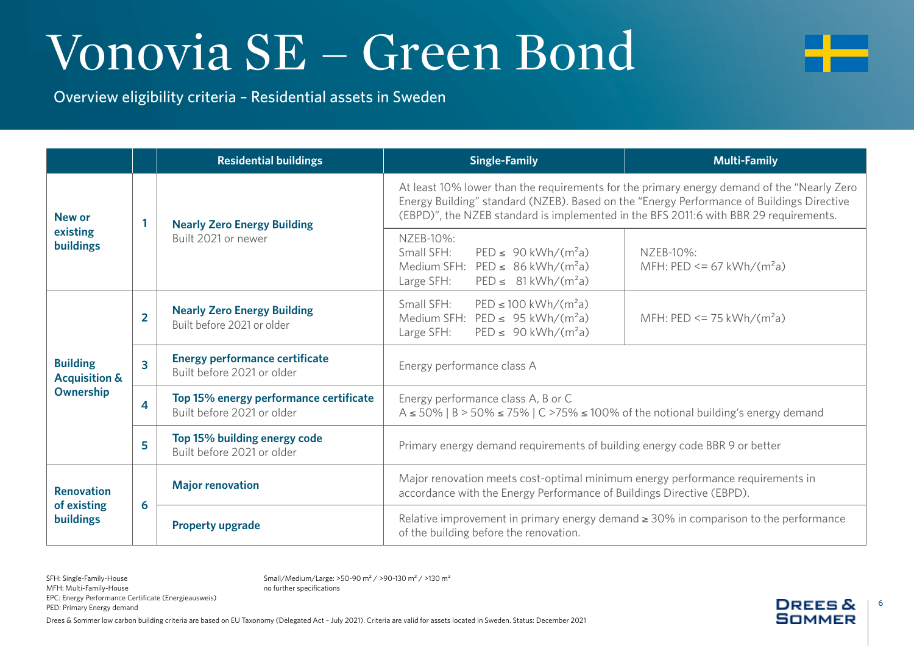# Vonovia SE – Green Bond

Overview eligibility criteria – Residential assets in Sweden

| | | Residential buildings | Single-Family | Multi-Family |
|---|---|---|---|---|
| **New or existing buildings** | 1 | **Nearly Zero Energy Building** Built 2021 or newer | At least 10% lower than the requirements for the primary energy demand of the "Nearly Zero Energy Building" standard (NZEB). Based on the "Energy Performance of Buildings Directive (EBPD)", the NZEB standard is implemented in the BFS 2011:6 with BBR 29 requirements. | |
| | | | NZEB-10%: Small SFH: PED ≤ 90 kWh/(m²a) Medium SFH: PED ≤ 86 kWh/(m²a) Large SFH: PED ≤ 81 kWh/(m²a) | NZEB-10%: MFH: PED <= 67 kWh/(m²a) |
| **Building Acquisition & Ownership** | 2 | **Nearly Zero Energy Building** Built before 2021 or older | Small SFH: PED ≤ 100 kWh/(m²a) Medium SFH: PED ≤ 95 kWh/(m²a) Large SFH: PED ≤ 90 kWh/(m²a) | MFH: PED <= 75 kWh/(m²a) |
| | 3 | **Energy performance certificate** Built before 2021 or older | Energy performance class A | |
| | 4 | **Top 15% energy performance certificate** Built before 2021 or older | Energy performance class A, B or C; A ≤ 50% \| B > 50% ≤ 75% \| C >75% ≤ 100% of the notional building's energy demand | |
| | 5 | **Top 15% building energy code** Built before 2021 or older | Primary energy demand requirements of building energy code BBR 9 or better | |
| **Renovation of existing buildings** | 6 | **Major renovation** | Major renovation meets cost-optimal minimum energy performance requirements in accordance with the Energy Performance of Buildings Directive (EBPD). | |
| | | **Property upgrade** | Relative improvement in primary energy demand ≥ 30% in comparison to the performance of the building before the renovation. | |

SFH: Single-Family-House
MFH: Multi-Family-House
EPC: Energy Performance Certificate (Energieausweis)
PED: Primary Energy demand

Small/Medium/Large: >50-90 m² / >90-130 m² / >130 m²
no further specifications

Drees & Sommer low carbon building criteria are based on EU Taxonomy (Delegated Act – July 2021). Criteria are valid for assets located in Sweden. Status: December 2021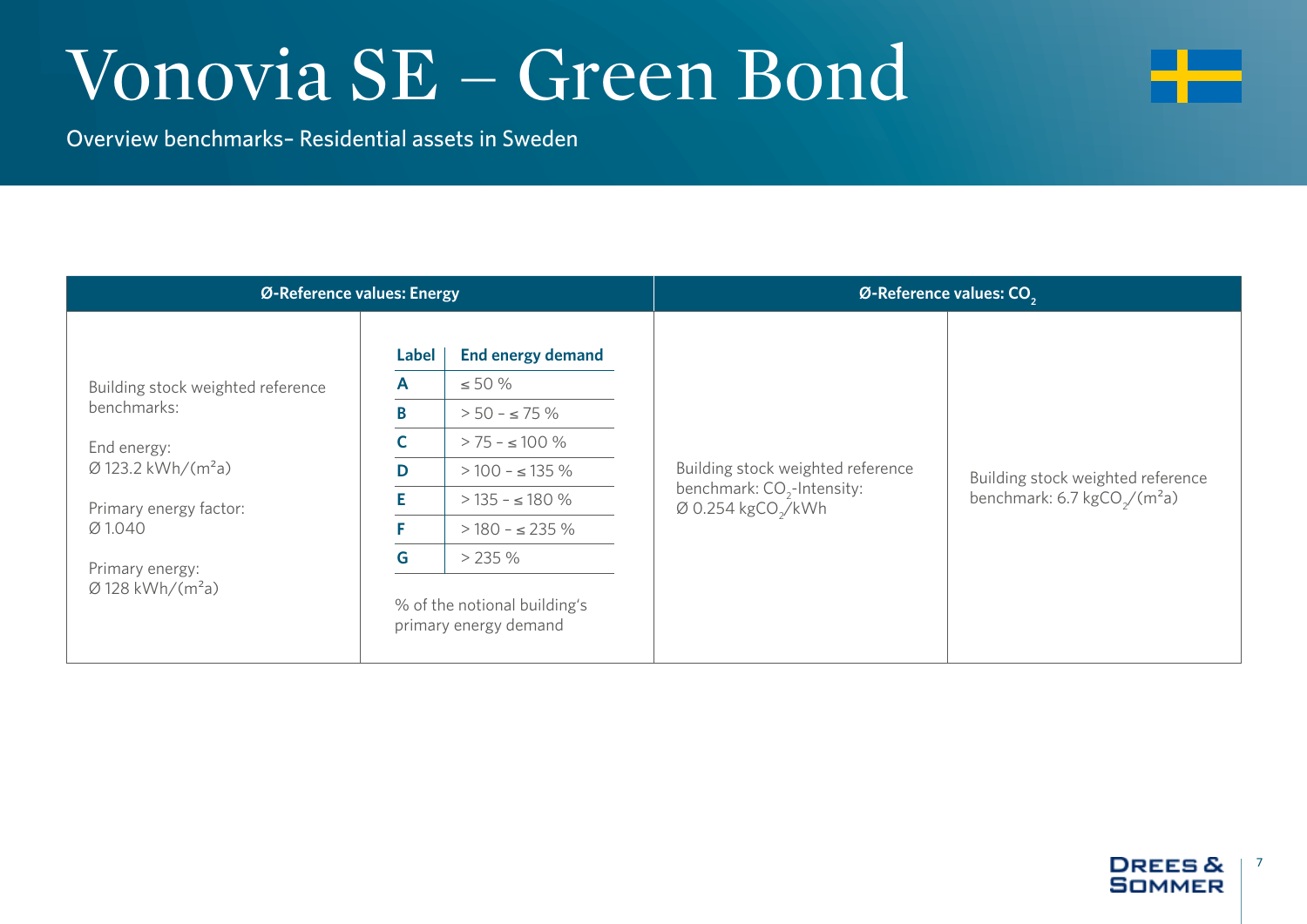# Vonovia SE – Green Bond

Overview benchmarks– Residential assets in Sweden

| Ø-Reference values: Energy | | Ø-Reference values: $CO_2$ | |
|---|---|---|---|
| Building stock weighted reference benchmarks:<br><br>End energy:<br>Ø 123.2 kWh/(m²a)<br><br>Primary energy factor:<br>Ø 1.040<br><br>Primary energy:<br>Ø 128 kWh/(m²a) | **Label** / **End energy demand**<br>**A** ≤ 50 %<br>**B** > 50 – ≤ 75 %<br>**C** > 75 – ≤ 100 %<br>**D** > 100 – ≤ 135 %<br>**E** > 135 – ≤ 180 %<br>**F** > 180 – ≤ 235 %<br>**G** > 235 %<br><br>% of the notional building's primary energy demand | Building stock weighted reference benchmark: $CO_2$-Intensity:<br>Ø 0.254 $kgCO_2$/kWh | Building stock weighted reference benchmark: 6.7 $kgCO_2$/(m²a) |